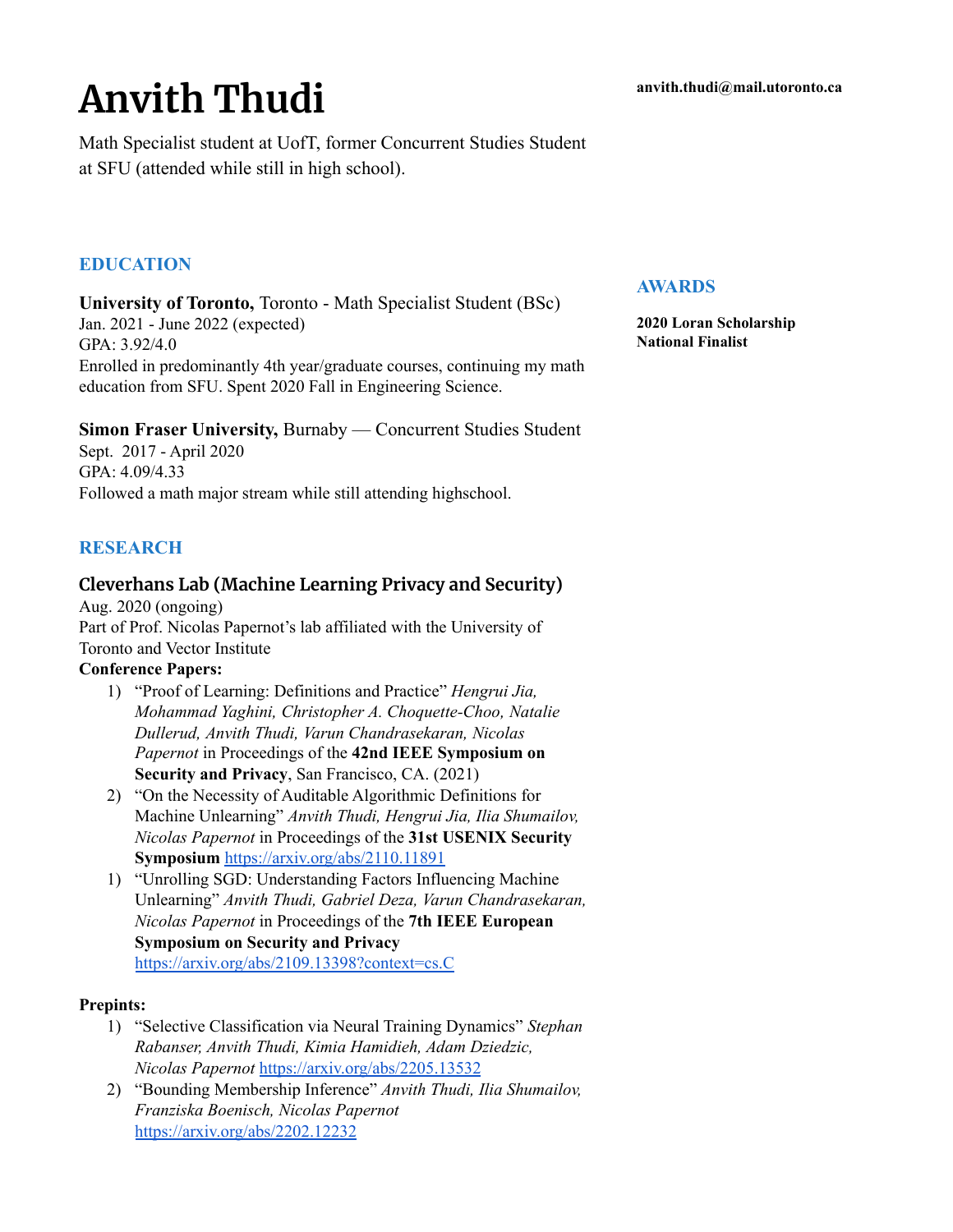# Anvith Thudi

**anvith.thudi@mail.utoronto.ca**

Math Specialist student at UofT, former Concurrent Studies Student at SFU (attended while still in high school).

## EDUCATION

**University of Toronto,** Toronto - Math Specialist Student (BSc)
Jan. 2021 - June 2022 (expected)
GPA: 3.92/4.0
Enrolled in predominantly 4th year/graduate courses, continuing my math education from SFU. Spent 2020 Fall in Engineering Science.

**Simon Fraser University,** Burnaby — Concurrent Studies Student
Sept. 2017 - April 2020
GPA: 4.09/4.33
Followed a math major stream while still attending highschool.

## RESEARCH

### Cleverhans Lab (Machine Learning Privacy and Security)

Aug. 2020 (ongoing)
Part of Prof. Nicolas Papernot's lab affiliated with the University of Toronto and Vector Institute

**Conference Papers:**

1) "Proof of Learning: Definitions and Practice" *Hengrui Jia, Mohammad Yaghini, Christopher A. Choquette-Choo, Natalie Dullerud, Anvith Thudi, Varun Chandrasekaran, Nicolas Papernot* in Proceedings of the **42nd IEEE Symposium on Security and Privacy**, San Francisco, CA. (2021)
2) "On the Necessity of Auditable Algorithmic Definitions for Machine Unlearning" *Anvith Thudi, Hengrui Jia, Ilia Shumailov, Nicolas Papernot* in Proceedings of the **31st USENIX Security Symposium** https://arxiv.org/abs/2110.11891
1) "Unrolling SGD: Understanding Factors Influencing Machine Unlearning" *Anvith Thudi, Gabriel Deza, Varun Chandrasekaran, Nicolas Papernot* in Proceedings of the **7th IEEE European Symposium on Security and Privacy** https://arxiv.org/abs/2109.13398?context=cs.C

**Prepints:**

1) "Selective Classification via Neural Training Dynamics" *Stephan Rabanser, Anvith Thudi, Kimia Hamidieh, Adam Dziedzic, Nicolas Papernot* https://arxiv.org/abs/2205.13532
2) "Bounding Membership Inference" *Anvith Thudi, Ilia Shumailov, Franziska Boenisch, Nicolas Papernot* https://arxiv.org/abs/2202.12232

## AWARDS

**2020 Loran Scholarship National Finalist**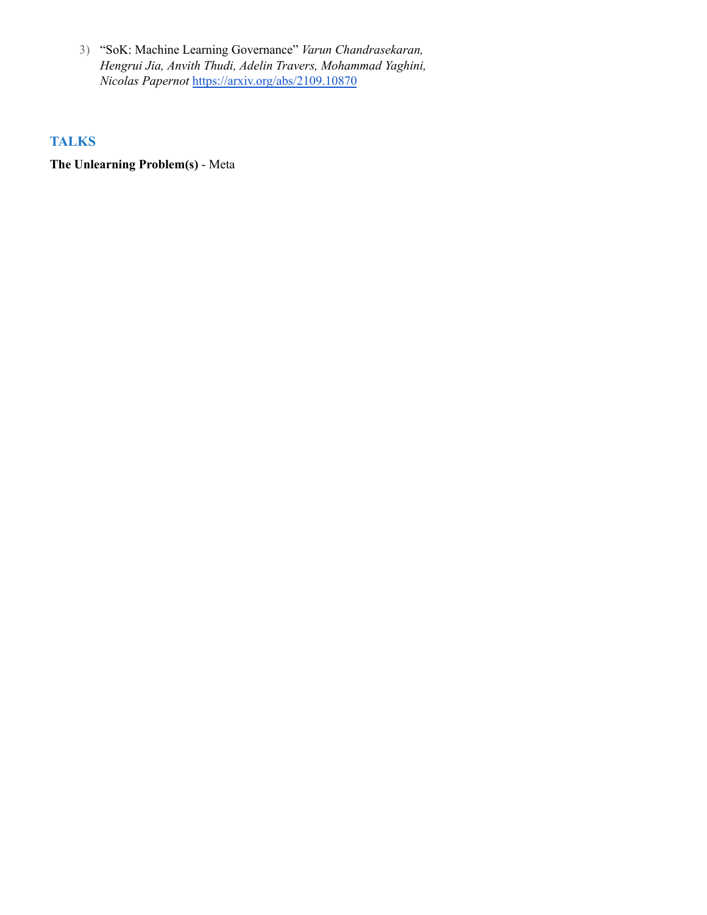3) "SoK: Machine Learning Governance" *Varun Chandrasekaran, Hengrui Jia, Anvith Thudi, Adelin Travers, Mohammad Yaghini, Nicolas Papernot* https://arxiv.org/abs/2109.10870

## TALKS

**The Unlearning Problem(s)** - Meta